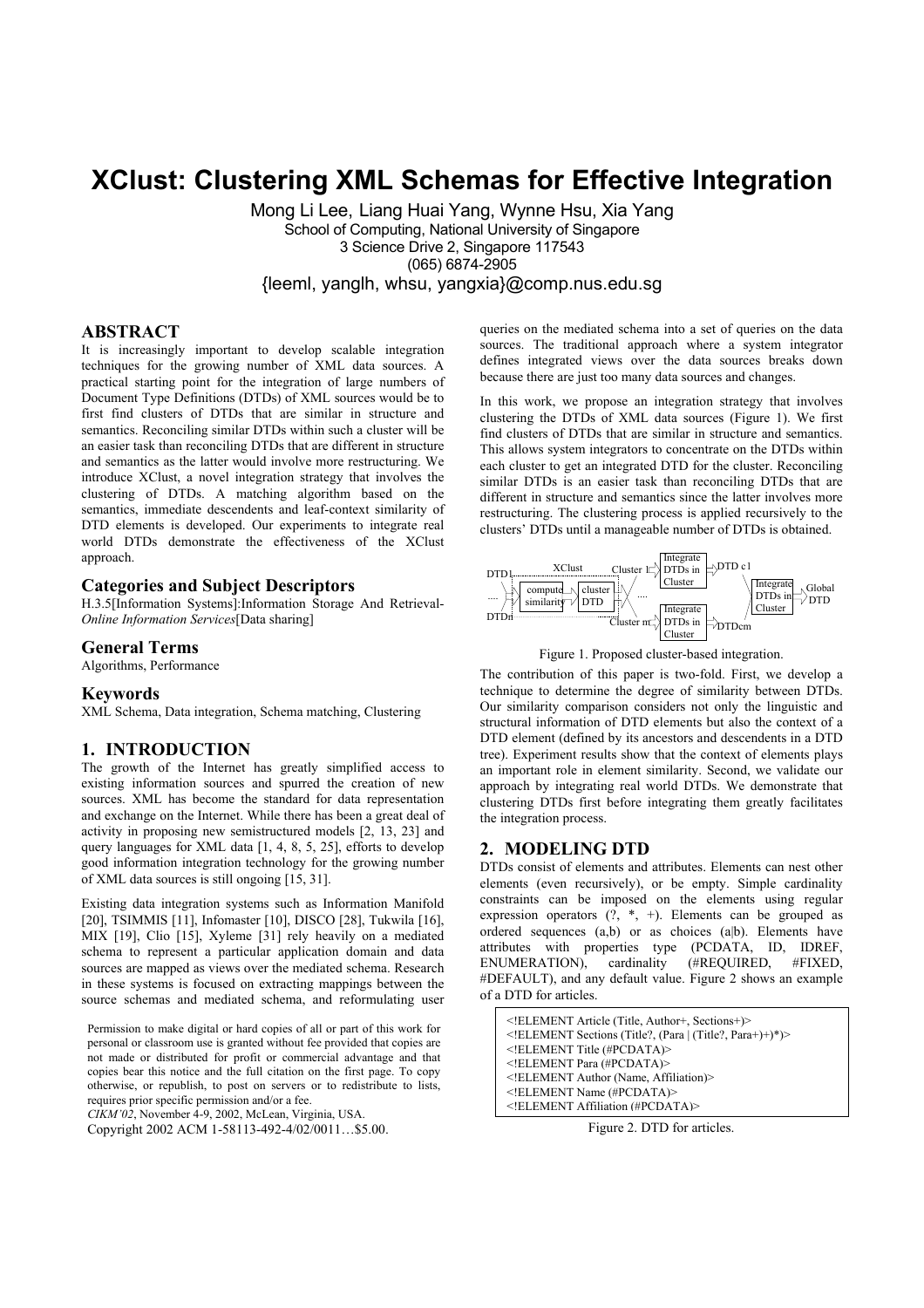# XClust: Clustering XML Schemas for Effective Integration

Mong Li Lee, Liang Huai Yang, Wynne Hsu, Xia Yang
School of Computing, National University of Singapore
3 Science Drive 2, Singapore 117543
(065) 6874-2905
{leeml, yanglh, whsu, yangxia}@comp.nus.edu.sg

## ABSTRACT

It is increasingly important to develop scalable integration techniques for the growing number of XML data sources. A practical starting point for the integration of large numbers of Document Type Definitions (DTDs) of XML sources would be to first find clusters of DTDs that are similar in structure and semantics. Reconciling similar DTDs within such a cluster will be an easier task than reconciling DTDs that are different in structure and semantics as the latter would involve more restructuring. We introduce XClust, a novel integration strategy that involves the clustering of DTDs. A matching algorithm based on the semantics, immediate descendents and leaf-context similarity of DTD elements is developed. Our experiments to integrate real world DTDs demonstrate the effectiveness of the XClust approach.

### Categories and Subject Descriptors

H.3.5[Information Systems]:Information Storage And Retrieval-*Online Information Services*[Data sharing]

### General Terms

Algorithms, Performance

### Keywords

XML Schema, Data integration, Schema matching, Clustering

## 1. INTRODUCTION

The growth of the Internet has greatly simplified access to existing information sources and spurred the creation of new sources. XML has become the standard for data representation and exchange on the Internet. While there has been a great deal of activity in proposing new semistructured models [2, 13, 23] and query languages for XML data [1, 4, 8, 5, 25], efforts to develop good information integration technology for the growing number of XML data sources is still ongoing [15, 31].

Existing data integration systems such as Information Manifold [20], TSIMMIS [11], Infomaster [10], DISCO [28], Tukwila [16], MIX [19], Clio [15], Xyleme [31] rely heavily on a mediated schema to represent a particular application domain and data sources are mapped as views over the mediated schema. Research in these systems is focused on extracting mappings between the source schemas and mediated schema, and reformulating user queries on the mediated schema into a set of queries on the data sources. The traditional approach where a system integrator defines integrated views over the data sources breaks down because there are just too many data sources and changes.

Permission to make digital or hard copies of all or part of this work for personal or classroom use is granted without fee provided that copies are not made or distributed for profit or commercial advantage and that copies bear this notice and the full citation on the first page. To copy otherwise, or republish, to post on servers or to redistribute to lists, requires prior specific permission and/or a fee.
*CIKM'02*, November 4-9, 2002, McLean, Virginia, USA.
Copyright 2002 ACM 1-58113-492-4/02/0011…$5.00.

In this work, we propose an integration strategy that involves clustering the DTDs of XML data sources (Figure 1). We first find clusters of DTDs that are similar in structure and semantics. This allows system integrators to concentrate on the DTDs within each cluster to get an integrated DTD for the cluster. Reconciling similar DTDs is an easier task than reconciling DTDs that are different in structure and semantics since the latter involves more restructuring. The clustering process is applied recursively to the clusters' DTDs until a manageable number of DTDs is obtained.

Figure 1. Proposed cluster-based integration.

The contribution of this paper is two-fold. First, we develop a technique to determine the degree of similarity between DTDs. Our similarity comparison considers not only the linguistic and structural information of DTD elements but also the context of a DTD element (defined by its ancestors and descendents in a DTD tree). Experiment results show that the context of elements plays an important role in element similarity. Second, we validate our approach by integrating real world DTDs. We demonstrate that clustering DTDs first before integrating them greatly facilitates the integration process.

## 2. MODELING DTD

DTDs consist of elements and attributes. Elements can nest other elements (even recursively), or be empty. Simple cardinality constraints can be imposed on the elements using regular expression operators (?, *, +). Elements can be grouped as ordered sequences (a,b) or as choices (a|b). Elements have attributes with properties type (PCDATA, ID, IDREF, ENUMERATION), cardinality (#REQUIRED, #FIXED, #DEFAULT), and any default value. Figure 2 shows an example of a DTD for articles.

```
<!ELEMENT Article (Title, Author+, Sections+)>
<!ELEMENT Sections (Title?, (Para | (Title?, Para+)+)*)>
<!ELEMENT Title (#PCDATA)>
<!ELEMENT Para (#PCDATA)>
<!ELEMENT Author (Name, Affiliation)>
<!ELEMENT Name (#PCDATA)>
<!ELEMENT Affiliation (#PCDATA)>
```

Figure 2. DTD for articles.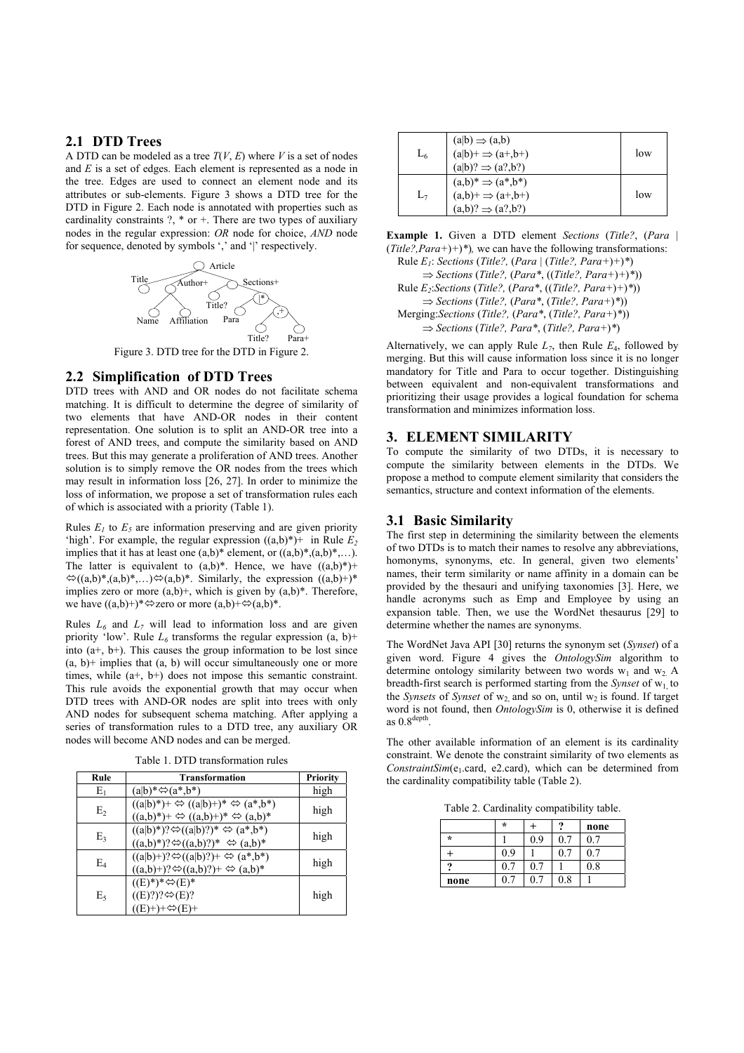## 2.1 DTD Trees

A DTD can be modeled as a tree $T(V, E)$ where $V$ is a set of nodes and $E$ is a set of edges. Each element is represented as a node in the tree. Edges are used to connect an element node and its attributes or sub-elements. Figure 3 shows a DTD tree for the DTD in Figure 2. Each node is annotated with properties such as cardinality constraints ?, * or +. There are two types of auxiliary nodes in the regular expression: *OR* node for choice, *AND* node for sequence, denoted by symbols ',' and '|' respectively.

Figure 3. DTD tree for the DTD in Figure 2.

## 2.2 Simplification of DTD Trees

DTD trees with AND and OR nodes do not facilitate schema matching. It is difficult to determine the degree of similarity of two elements that have AND-OR nodes in their content representation. One solution is to split an AND-OR tree into a forest of AND trees, and compute the similarity based on AND trees. But this may generate a proliferation of AND trees. Another solution is to simply remove the OR nodes from the trees which may result in information loss [26, 27]. In order to minimize the loss of information, we propose a set of transformation rules each of which is associated with a priority (Table 1).

Rules $E_1$ to $E_5$ are information preserving and are given priority 'high'. For example, the regular expression ((a,b)*)+ in Rule $E_2$ implies that it has at least one (a,b)* element, or ((a,b)*,(a,b)*,…). The latter is equivalent to (a,b)*. Hence, we have ((a,b)*)+ ⇔((a,b)*,(a,b)*,…)⇔(a,b)*. Similarly, the expression ((a,b)+)* implies zero or more (a,b)+, which is given by (a,b)*. Therefore, we have ((a,b)+)*⇔zero or more (a,b)+⇔(a,b)*.

Rules $L_6$ and $L_7$ will lead to information loss and are given priority 'low'. Rule $L_6$ transforms the regular expression (a, b)+ into (a+, b+). This causes the group information to be lost since (a, b)+ implies that (a, b) will occur simultaneously one or more times, while (a+, b+) does not impose this semantic constraint. This rule avoids the exponential growth that may occur when DTD trees with AND-OR nodes are split into trees with only AND nodes for subsequent schema matching. After applying a series of transformation rules to a DTD tree, any auxiliary OR nodes will become AND nodes and can be merged.

Table 1. DTD transformation rules

| Rule | Transformation | Priority |
|---|---|---|
| $E_1$ | (a\|b)*⇔(a*,b*) | high |
| $E_2$ | ((a\|b)*)+ ⇔ ((a\|b)+)* ⇔ (a*,b*)<br>((a,b)*)+ ⇔ ((a,b)+)* ⇔ (a,b)* | high |
| $E_3$ | ((a\|b)*)?⇔((a\|b)?)* ⇔ (a*,b*)<br>((a,b)*)?⇔((a,b)?)* ⇔ (a,b)* | high |
| $E_4$ | ((a\|b)+)?⇔((a\|b)?)+ ⇔ (a*,b*)<br>((a,b)+)?⇔((a,b)?)+ ⇔ (a,b)* | high |
| $E_5$ | ((E)*)*⇔(E)*<br>((E)?)?⇔(E)?<br>((E)+)+⇔(E)+ | high |
| $L_6$ | (a\|b) ⇒ (a,b)<br>(a\|b)+ ⇒ (a+,b+)<br>(a\|b)? ⇒ (a?,b?) | low |
| $L_7$ | (a,b)* ⇒ (a*,b*)<br>(a,b)+ ⇒ (a+,b+)<br>(a,b)? ⇒ (a?,b?) | low |

**Example 1.** Given a DTD element *Sections* (*Title?*, (*Para* | (*Title?,Para+*)+)*), we can have the following transformations:

Rule $E_1$: *Sections* (*Title?,* (*Para* | (*Title?, Para+*)+)*)
⇒ *Sections* (*Title?,* (*Para**, ((*Title?, Para+*)+)*))

Rule $E_2$:*Sections* (*Title?,* (*Para**, ((*Title?, Para+*)+)*))
⇒ *Sections* (*Title?,* (*Para**, (*Title?, Para+*)*))

Merging:*Sections* (*Title?,* (*Para**, (*Title?, Para+*)*))
⇒ *Sections* (*Title?, Para**, (*Title?, Para+*)*)

Alternatively, we can apply Rule $L_7$, then Rule $E_4$, followed by merging. But this will cause information loss since it is no longer mandatory for Title and Para to occur together. Distinguishing between equivalent and non-equivalent transformations and prioritizing their usage provides a logical foundation for schema transformation and minimizes information loss.

# 3. ELEMENT SIMILARITY

To compute the similarity of two DTDs, it is necessary to compute the similarity between elements in the DTDs. We propose a method to compute element similarity that considers the semantics, structure and context information of the elements.

## 3.1 Basic Similarity

The first step in determining the similarity between the elements of two DTDs is to match their names to resolve any abbreviations, homonyms, synonyms, etc. In general, given two elements' names, their term similarity or name affinity in a domain can be provided by the thesauri and unifying taxonomies [3]. Here, we handle acronyms such as Emp and Employee by using an expansion table. Then, we use the WordNet thesaurus [29] to determine whether the names are synonyms.

The WordNet Java API [30] returns the synonym set (*Synset*) of a given word. Figure 4 gives the *OntologySim* algorithm to determine ontology similarity between two words $w_1$ and $w_2$. A breadth-first search is performed starting from the *Synset* of $w_1$ to the *Synsets* of *Synset* of $w_2$, and so on, until $w_2$ is found. If target word is not found, then *OntologySim* is 0, otherwise it is defined as $0.8^{depth}$.

The other available information of an element is its cardinality constraint. We denote the constraint similarity of two elements as *ConstraintSim*($e_1$.card, e2.card), which can be determined from the cardinality compatibility table (Table 2).

Table 2. Cardinality compatibility table.

| | * | + | ? | none |
|---|---|---|---|---|
| * | 1 | 0.9 | 0.7 | 0.7 |
| + | 0.9 | 1 | 0.7 | 0.7 |
| ? | 0.7 | 0.7 | 1 | 0.8 |
| none | 0.7 | 0.7 | 0.8 | 1 |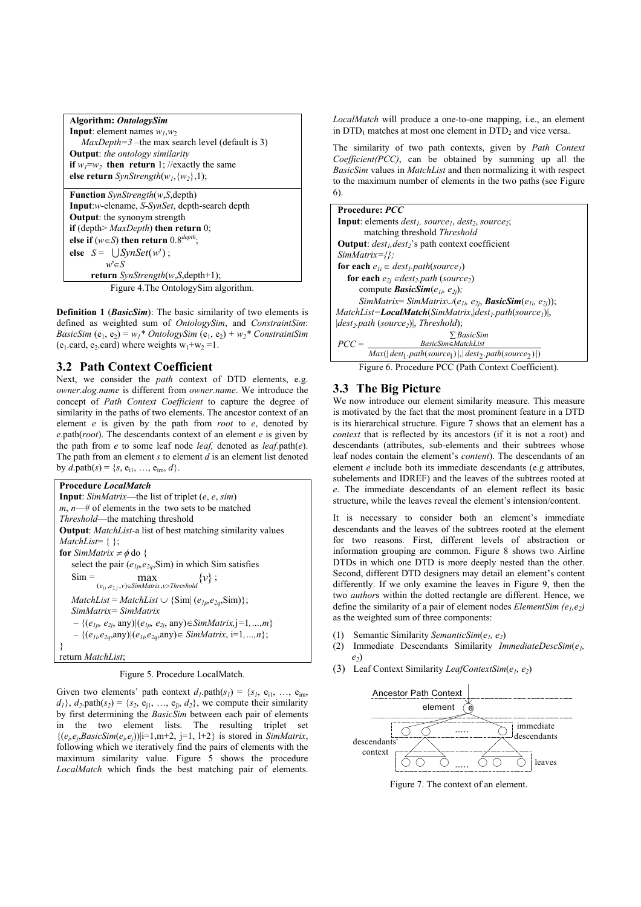```
Algorithm: OntologySim
Input: element names w1,w2
    MaxDepth=3 –the max search level (default is 3)
Output: the ontology similarity
if w1=w2 then return 1; //exactly the same
else return SynStrength(w1,{w2},1);

Function SynStrength(w,S,depth)
Input:w-elename, S-SynSet, depth-search depth
Output: the synonym strength
if (depth> MaxDepth) then return 0;
else if (w∈S) then return 0.8^depth;
else  S = ⋃_{w'∈S} SynSet(w') ;
      return SynStrength(w,S,depth+1);
```

Figure 4.The OntologySim algorithm.

**Definition 1** (***BasicSim***): The basic similarity of two elements is defined as weighted sum of *OntologySim*, and *ConstraintSim*: *BasicSim* $(e_1, e_2) = w_1 *$ *OntologySim* $(e_1, e_2) + w_2 *$ *ConstraintSim* ($e_1$.card, $e_2$.card) where weights $w_1+w_2=1$.

## 3.2 Path Context Coefficient

Next, we consider the *path* context of DTD elements, e.g. *owner.dog.name* is different from *owner.name*. We introduce the concept of *Path Context Coefficient* to capture the degree of similarity in the paths of two elements. The ancestor context of an element *e* is given by the path from *root* to *e*, denoted by *e*.path(*root*). The descendants context of an element *e* is given by the path from *e* to some leaf node *leaf,* denoted as *leaf*.path(*e*). The path from an element *s* to element *d* is an element list denoted by *d*.path(*s*) = $\{s, e_{i1}, \ldots, e_{im}, d\}$.

```
Procedure LocalMatch
Input: SimMatrix—the list of triplet (e, e, sim)
m, n—# of elements in the two sets to be matched
Threshold—the matching threshold
Output: MatchList-a list of best matching similarity values
MatchList= { };
for SimMatrix ≠ ϕ do {
    select the pair (e1p,e2q,Sim) in which Sim satisfies
    Sim = max_{(e1i,e2j,v)∈SimMatrix, v>Threshold} {v} ;
    MatchList = MatchList ∪ {Sim| (e1p,e2q,Sim)};
    SimMatrix= SimMatrix
     – {(e1p, e2j, any)|(e1p, e2j, any)∈SimMatrix,j=1,...,m}
     – {(e1i,e2q,any)|(e1i,e2q,any)∈ SimMatrix, i=1,...,n};
}
return MatchList;
```

Figure 5. Procedure LocalMatch.

Given two elements' path context $d_1$.path($s_1$) = $\{s_1, e_{i1}, \ldots, e_{im}, d_1\}$, $d_2$.path($s_2$) = $\{s_2, e_{j1}, \ldots, e_{jl}, d_2\}$, we compute their similarity by first determining the *BasicSim* between each pair of elements in the two element lists. The resulting triplet set $\{(e_i,e_j,BasicSim(e_i,e_j)) | i=1,m+2,\ j=1,\ l+2\}$ is stored in *SimMatrix*, following which we iteratively find the pairs of elements with the maximum similarity value. Figure 5 shows the procedure *LocalMatch* which finds the best matching pair of elements. *LocalMatch* will produce a one-to-one mapping, i.e., an element in $DTD_1$ matches at most one element in $DTD_2$ and vice versa.

The similarity of two path contexts, given by *Path Context Coefficient(PCC)*, can be obtained by summing up all the *BasicSim* values in *MatchList* and then normalizing it with respect to the maximum number of elements in the two paths (see Figure 6).

```
Procedure: PCC
Input: elements dest1, source1, dest2, source2;
       matching threshold Threshold
Output: dest1,dest2's path context coefficient
SimMatrix={};
for each e1i ∈ dest1.path(source1)
   for each e2j ∈dest2.path (source2)
       compute BasicSim(e1i, e2j);
       SimMatrix= SimMatrix∪(e1i, e2j, BasicSim(e1i, e2j));
MatchList=LocalMatch(SimMatrix,|dest1.path(source1)|,
|dest2.path (source2)|, Threshold);
PCC = Σ_{BasicSim∈MatchList} BasicSim / Max(|dest1.path(source1)|,|dest2.path(source2)|)
```

Figure 6. Procedure PCC (Path Context Coefficient).

## 3.3 The Big Picture

We now introduce our element similarity measure. This measure is motivated by the fact that the most prominent feature in a DTD is its hierarchical structure. Figure 7 shows that an element has a *context* that is reflected by its ancestors (if it is not a root) and descendants (attributes, sub-elements and their subtrees whose leaf nodes contain the element's *content*). The descendants of an element *e* include both its immediate descendants (e.g attributes, subelements and IDREF) and the leaves of the subtrees rooted at *e*. The immediate descendants of an element reflect its basic structure, while the leaves reveal the element's intension/content.

It is necessary to consider both an element's immediate descendants and the leaves of the subtrees rooted at the element for two reasons*.* First, different levels of abstraction or information grouping are common. Figure 8 shows two Airline DTDs in which one DTD is more deeply nested than the other. Second, different DTD designers may detail an element's content differently. If we only examine the leaves in Figure 9, then the two *author*s within the dotted rectangle are different. Hence, we define the similarity of a pair of element nodes *ElementSim* $(e_1,e_2)$ as the weighted sum of three components:

(1) Semantic Similarity *SemanticSim*$(e_1, e_2)$
(2) Immediate Descendants Similarity *ImmediateDescSim*$(e_1, e_2)$
(3) Leaf Context Similarity *LeafContextSim*$(e_1, e_2)$

Ancestor Path Context | element | e | immediate descendants | descendants' context | leaves

Figure 7. The context of an element.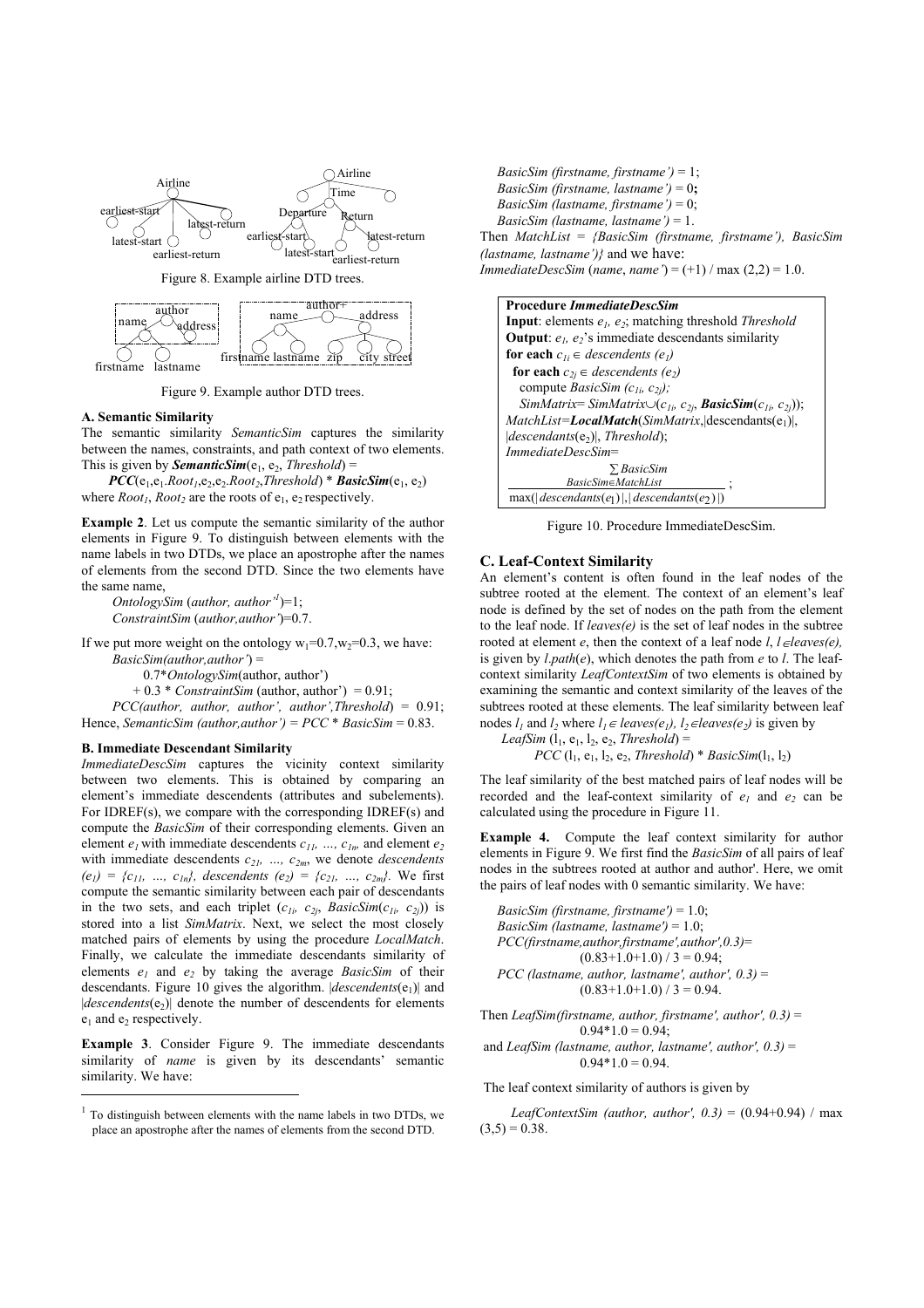Figure 8. Example airline DTD trees.

Figure 9. Example author DTD trees.

### A. Semantic Similarity

The semantic similarity *SemanticSim* captures the similarity between the names, constraints, and path context of two elements. This is given by ***SemanticSim***($e_1$, $e_2$, *Threshold*) =

***PCC***($e_1$,$e_1$.$Root_1$,$e_2$,$e_2$.$Root_2$,*Threshold*) * ***BasicSim***($e_1$, $e_2$)

where $Root_1$, $Root_2$ are the roots of $e_1$, $e_2$ respectively.

**Example 2**. Let us compute the semantic similarity of the author elements in Figure 9. To distinguish between elements with the name labels in two DTDs, we place an apostrophe after the names of elements from the second DTD. Since the two elements have the same name,

*OntologySim* (*author, author'*[1])=1;

*ConstraintSim* (*author,author'*)=0.7.

If we put more weight on the ontology $w_1$=0.7,$w_2$=0.3, we have:

*BasicSim(author,author')* =

0.7\**OntologySim*(author, author')

+ 0.3 \* *ConstraintSim* (author, author') = 0.91;

*PCC(author, author, author', author',Threshold*) = 0.91;

Hence, *SemanticSim (author,author')* = *PCC* \* *BasicSim* = 0.83.

### B. Immediate Descendant Similarity

*ImmediateDescSim* captures the vicinity context similarity between two elements. This is obtained by comparing an element's immediate descendents (attributes and subelements). For IDREF(s), we compare with the corresponding IDREF(s) and compute the *BasicSim* of their corresponding elements. Given an element $e_1$ with immediate descendents $c_{11}$, ..., $c_{1n}$, and element $e_2$ with immediate descendents $c_{21}$, ..., $c_{2m}$, we denote *descendents* $(e_1)$ = $\{c_{11}, ..., c_{1n}\}$, *descendents* $(e_2)$ = $\{c_{21}, ..., c_{2m}\}$. We first compute the semantic similarity between each pair of descendants in the two sets, and each triplet ($c_{1i}$, $c_{2j}$, *BasicSim*($c_{1i}$, $c_{2j}$)) is stored into a list *SimMatrix*. Next, we select the most closely matched pairs of elements by using the procedure *LocalMatch*. Finally, we calculate the immediate descendants similarity of elements $e_1$ and $e_2$ by taking the average *BasicSim* of their descendants. Figure 10 gives the algorithm. |*descendents*($e_1$)| and |*descendents*($e_2$)| denote the number of descendents for elements $e_1$ and $e_2$ respectively.

**Example 3**. Consider Figure 9. The immediate descendants similarity of *name* is given by its descendants' semantic similarity. We have:

[1] To distinguish between elements with the name labels in two DTDs, we place an apostrophe after the names of elements from the second DTD.

*BasicSim (firstname, firstname')* = 1;

*BasicSim (firstname, lastname')* = 0**;**

*BasicSim (lastname, firstname')* = 0;

*BasicSim (lastname, lastname')* = 1.

Then *MatchList* = *{BasicSim (firstname, firstname'), BasicSim (lastname, lastname')}* and we have:

*ImmediateDescSim* (*name*, *name'*) = (+1) / max (2,2) = 1.0.

**Procedure *ImmediateDescSim***
**Input**: elements $e_1$, $e_2$; matching threshold *Threshold*
**Output**: $e_1$, $e_2$'s immediate descendants similarity
**for each** $c_{1i} \in$ *descendents* $(e_1)$
  **for each** $c_{2j} \in$ *descendents* $(e_2)$
   compute *BasicSim* $(c_{1i}, c_{2j})$;
   *SimMatrix*= *SimMatrix*$\cup$($c_{1i}$, $c_{2j}$, ***BasicSim***($c_{1i}$, $c_{2j}$));
*MatchList*=***LocalMatch***(*SimMatrix*,|descendants($e_1$)|, |*descendants*($e_2$)|, *Threshold*);
*ImmediateDescSim*=

$$\frac{\sum_{BasicSim \in MatchList} BasicSim}{\max(|descendants(e_1)|, |descendants(e_2)|)};$$

Figure 10. Procedure ImmediateDescSim.

### C. Leaf-Context Similarity

An element's content is often found in the leaf nodes of the subtree rooted at the element. The context of an element's leaf node is defined by the set of nodes on the path from the element to the leaf node. If *leaves(e)* is the set of leaf nodes in the subtree rooted at element *e*, then the context of a leaf node *l*, $l \in$ *leaves(e)*, is given by *l.path*(*e*), which denotes the path from *e* to *l*. The leaf-context similarity *LeafContextSim* of two elements is obtained by examining the semantic and context similarity of the leaves of the subtrees rooted at these elements. The leaf similarity between leaf nodes $l_1$ and $l_2$ where $l_1 \in$ *leaves*$(e_1)$, $l_2 \in$*leaves*$(e_2)$ is given by

*LeafSim* ($l_1$, $e_1$, $l_2$, $e_2$, *Threshold*) =

*PCC* ($l_1$, $e_1$, $l_2$, $e_2$, *Threshold*) \* *BasicSim*($l_1$, $l_2$)

The leaf similarity of the best matched pairs of leaf nodes will be recorded and the leaf-context similarity of $e_1$ and $e_2$ can be calculated using the procedure in Figure 11.

**Example 4.** Compute the leaf context similarity for author elements in Figure 9. We first find the *BasicSim* of all pairs of leaf nodes in the subtrees rooted at author and author'. Here, we omit the pairs of leaf nodes with 0 semantic similarity. We have:

*BasicSim (firstname, firstname')* = 1.0;

*BasicSim (lastname, lastname')* = 1.0;

*PCC(firstname,author,firstname',author',0.3)*=

(0.83+1.0+1.0) / 3 = 0.94;

*PCC (lastname, author, lastname', author', 0.3)* =

(0.83+1.0+1.0) / 3 = 0.94.

Then *LeafSim(firstname, author, firstname', author', 0.3)* =

0.94\*1.0 = 0.94;

and *LeafSim (lastname, author, lastname', author', 0.3)* =

0.94\*1.0 = 0.94.

The leaf context similarity of authors is given by

*LeafContextSim (author, author', 0.3)* = (0.94+0.94) / max (3,5) = 0.38.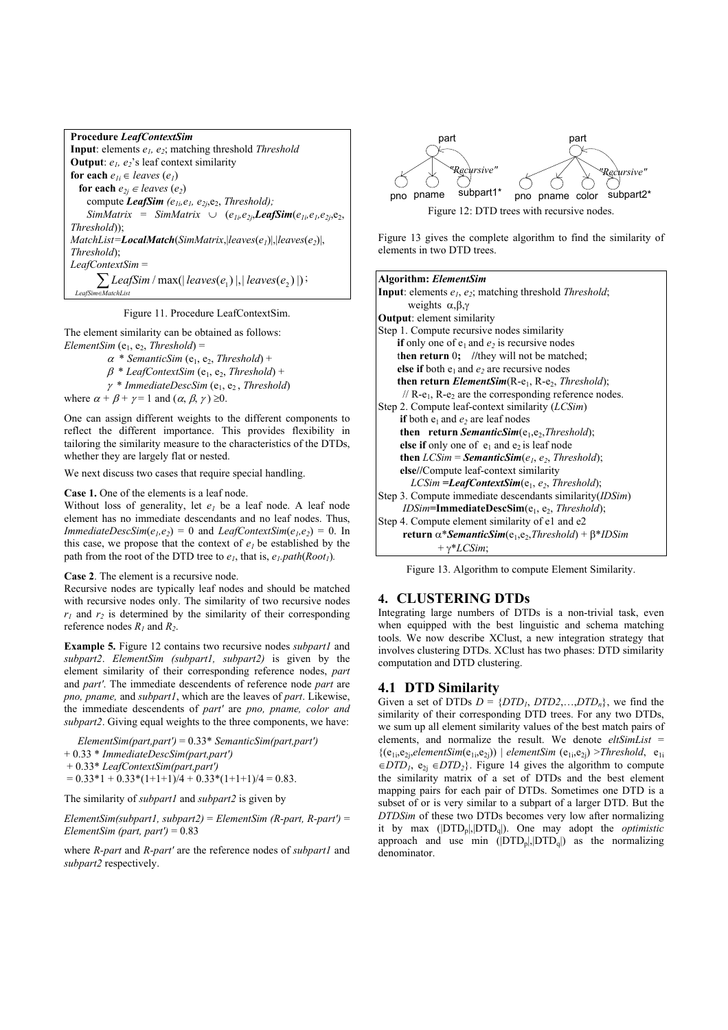```
Procedure LeafContextSim
Input: elements e1, e2; matching threshold Threshold
Output: e1, e2's leaf context similarity
for each e1i ∈ leaves (e1)
  for each e2j ∈ leaves (e2)
    compute LeafSim (e1i, e1, e2j, e2, Threshold);
    SimMatrix = SimMatrix ∪ (e1i, e2j, LeafSim(e1i, e1, e2j, e2, Threshold));
MatchList = LocalMatch(SimMatrix, |leaves(e1)|, |leaves(e2)|, Threshold);
LeafContextSim = Σ_{LeafSim ∈ MatchList} LeafSim / max(|leaves(e1)|, |leaves(e2)|);
```

Figure 11. Procedure LeafContextSim.

The element similarity can be obtained as follows:

*ElementSim* ($e_1$, $e_2$, *Threshold*) =

$\alpha$ * *SemanticSim* ($e_1$, $e_2$, *Threshold*) +

$\beta$ * *LeafContextSim* ($e_1$, $e_2$, *Threshold*) +

$\gamma$ * *ImmediateDescSim* ($e_1$, $e_2$ , *Threshold*)

where $\alpha + \beta + \gamma = 1$ and $(\alpha, \beta, \gamma) \geq 0$.

One can assign different weights to the different components to reflect the different importance. This provides flexibility in tailoring the similarity measure to the characteristics of the DTDs, whether they are largely flat or nested.

We next discuss two cases that require special handling.

**Case 1.** One of the elements is a leaf node.

Without loss of generality, let $e_1$ be a leaf node. A leaf node element has no immediate descendants and no leaf nodes. Thus, *ImmediateDescSim*($e_1$,$e_2$) = 0 and *LeafContextSim*($e_1$,$e_2$) = 0. In this case, we propose that the context of $e_1$ be established by the path from the root of the DTD tree to $e_1$, that is, $e_1$.*path*($Root_1$).

**Case 2**. The element is a recursive node.

Recursive nodes are typically leaf nodes and should be matched with recursive nodes only. The similarity of two recursive nodes $r_1$ and $r_2$ is determined by the similarity of their corresponding reference nodes $R_1$ and $R_2$.

**Example 5.** Figure 12 contains two recursive nodes *subpart1* and *subpart2*. *ElementSim (subpart1, subpart2)* is given by the element similarity of their corresponding reference nodes, *part* and *part'*. The immediate descendents of reference node *part* are *pno, pname,* and *subpart1*, which are the leaves of *part*. Likewise, the immediate descendents of *part'* are *pno, pname, color and subpart2*. Giving equal weights to the three components, we have:

*ElementSim(part,part')* = 0.33* *SemanticSim(part,part')*
+ 0.33 * *ImmediateDescSim(part,part')*
+ 0.33* *LeafContextSim(part,part')*
= 0.33*1 + 0.33*(1+1+1)/4 + 0.33*(1+1+1)/4 = 0.83.

The similarity of *subpart1* and *subpart2* is given by

*ElementSim(subpart1, subpart2) = ElementSim (R-part, R-part') = ElementSim (part, part')* = 0.83

where *R-part* and *R-part'* are the reference nodes of *subpart1* and *subpart2* respectively.

Figure 12: DTD trees with recursive nodes.

Figure 13 gives the complete algorithm to find the similarity of elements in two DTD trees.

```
Algorithm: ElementSim
Input: elements e1, e2; matching threshold Threshold;
       weights α,β,γ
Output: element similarity
Step 1. Compute recursive nodes similarity
    if only one of e1 and e2 is recursive nodes
    then return 0;   //they will not be matched;
    else if both e1 and e2 are recursive nodes
    then return ElementSim(R-e1, R-e2, Threshold);
      // R-e1, R-e2 are the corresponding reference nodes.
Step 2. Compute leaf-context similarity (LCSim)
    if both e1 and e2 are leaf nodes
    then  return SemanticSim(e1,e2,Threshold);
    else if only one of e1 and e2 is leaf node
    then LCSim = SemanticSim(e1, e2, Threshold);
    else//Compute leaf-context similarity
       LCSim =LeafContextSim(e1, e2, Threshold);
Step 3. Compute immediate descendants similarity(IDSim)
    IDSim=ImmediateDescSim(e1, e2, Threshold);
Step 4. Compute element similarity of e1 and e2
    return α*SemanticSim(e1,e2,Threshold) + β*IDSim
           + γ*LCSim;
```

Figure 13. Algorithm to compute Element Similarity.

## 4. CLUSTERING DTDs

Integrating large numbers of DTDs is a non-trivial task, even when equipped with the best linguistic and schema matching tools. We now describe XClust, a new integration strategy that involves clustering DTDs. XClust has two phases: DTD similarity computation and DTD clustering.

### 4.1 DTD Similarity

Given a set of DTDs $D = \{DTD_1, DTD2, \ldots, DTD_n\}$, we find the similarity of their corresponding DTD trees. For any two DTDs, we sum up all element similarity values of the best match pairs of elements, and normalize the result. We denote *eltSimList* = $\{(e_{1i}, e_{2j}, elementSim(e_{1i}, e_{2j})) \mid elementSim(e_{1i}, e_{2j}) > Threshold,\ e_{1i} \in DTD_1,\ e_{2j} \in DTD_2\}$. Figure 14 gives the algorithm to compute the similarity matrix of a set of DTDs and the best element mapping pairs for each pair of DTDs. Sometimes one DTD is a subset of or is very similar to a subpart of a larger DTD. But the *DTDSim* of these two DTDs becomes very low after normalizing it by max ($|DTD_p|$,$|DTD_q|$). One may adopt the *optimistic* approach and use min ($|DTD_p|$,$|DTD_q|$) as the normalizing denominator.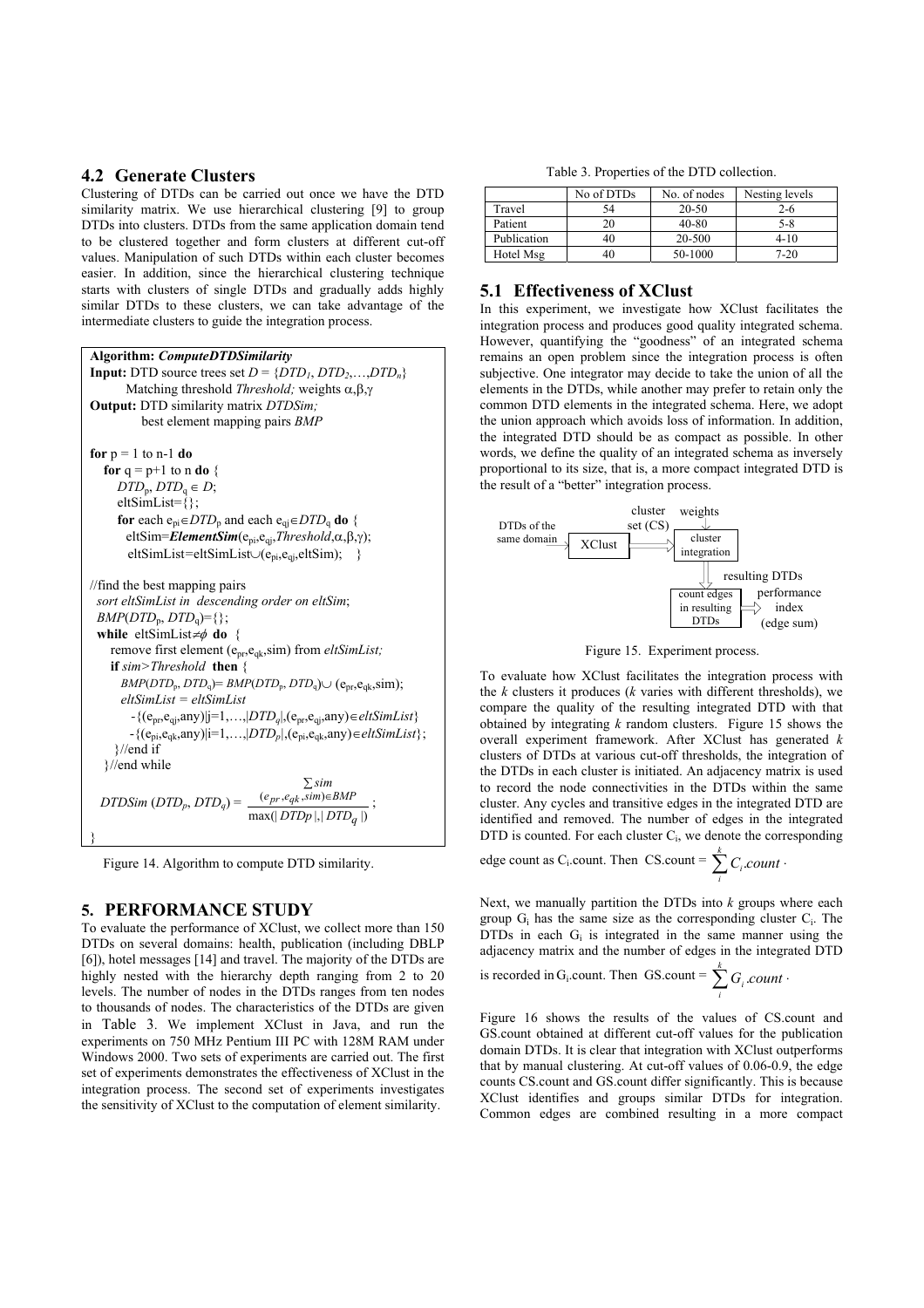## 4.2 Generate Clusters

Clustering of DTDs can be carried out once we have the DTD similarity matrix. We use hierarchical clustering [9] to group DTDs into clusters. DTDs from the same application domain tend to be clustered together and form clusters at different cut-off values. Manipulation of such DTDs within each cluster becomes easier. In addition, since the hierarchical clustering technique starts with clusters of single DTDs and gradually adds highly similar DTDs to these clusters, we can take advantage of the intermediate clusters to guide the integration process.

```
Algorithm: ComputeDTDSimilarity
Input: DTD source trees set D = {DTD1, DTD2,…,DTDn}
       Matching threshold Threshold; weights α,β,γ
Output: DTD similarity matrix DTDSim;
        best element mapping pairs BMP

for p = 1 to n-1 do
  for q = p+1 to n do {
    DTDp, DTDq ∈ D;
    eltSimList={};
    for each epi∈DTDp and each eqj∈DTDq do {
      eltSim=ElementSim(epi,eqj,Threshold,α,β,γ);
      eltSimList=eltSimList∪(epi,eqj,eltSim);   }

//find the best mapping pairs
  sort eltSimList in descending order on eltSim;
  BMP(DTDp, DTDq)={};
  while eltSimList≠φ do {
    remove first element (epr,eqk,sim) from eltSimList;
    if sim>Threshold then {
      BMP(DTDp, DTDq)= BMP(DTDp, DTDq)∪ (epr,eqk,sim);
      eltSimList = eltSimList
        -{(epr,eqj,any)|j=1,…,|DTDq|,(epr,eqj,any)∈eltSimList}
        -{(epi,eqk,any)|i=1,…,|DTDp|,(epi,eqk,any)∈eltSimList};
    }//end if
  }//end while
```

$$DTDSim(DTD_p, DTD_q) = \frac{\sum_{(e_{pr}, e_{qk}, sim) \in BMP} sim}{\max(|DTDp|, |DTD_q|)};$$

```
}
```

Figure 14. Algorithm to compute DTD similarity.

# 5. PERFORMANCE STUDY

To evaluate the performance of XClust, we collect more than 150 DTDs on several domains: health, publication (including DBLP [6]), hotel messages [14] and travel. The majority of the DTDs are highly nested with the hierarchy depth ranging from 2 to 20 levels. The number of nodes in the DTDs ranges from ten nodes to thousands of nodes. The characteristics of the DTDs are given in Table 3. We implement XClust in Java, and run the experiments on 750 MHz Pentium III PC with 128M RAM under Windows 2000. Two sets of experiments are carried out. The first set of experiments demonstrates the effectiveness of XClust in the integration process. The second set of experiments investigates the sensitivity of XClust to the computation of element similarity.

Table 3. Properties of the DTD collection.

| | No of DTDs | No. of nodes | Nesting levels |
|---|---|---|---|
| Travel | 54 | 20-50 | 2-6 |
| Patient | 20 | 40-80 | 5-8 |
| Publication | 40 | 20-500 | 4-10 |
| Hotel Msg | 40 | 50-1000 | 7-20 |

## 5.1 Effectiveness of XClust

In this experiment, we investigate how XClust facilitates the integration process and produces good quality integrated schema. However, quantifying the "goodness" of an integrated schema remains an open problem since the integration process is often subjective. One integrator may decide to take the union of all the elements in the DTDs, while another may prefer to retain only the common DTD elements in the integrated schema. Here, we adopt the union approach which avoids loss of information. In addition, the integrated DTD should be as compact as possible. In other words, we define the quality of an integrated schema as inversely proportional to its size, that is, a more compact integrated DTD is the result of a "better" integration process.

DTDs of the same domain → XClust → cluster set (CS) → cluster integration (weights) → resulting DTDs → count edges in resulting DTDs → performance index (edge sum)

Figure 15. Experiment process.

To evaluate how XClust facilitates the integration process with the $k$ clusters it produces ($k$ varies with different thresholds), we compare the quality of the resulting integrated DTD with that obtained by integrating $k$ random clusters. Figure 15 shows the overall experiment framework. After XClust has generated $k$ clusters of DTDs at various cut-off thresholds, the integration of the DTDs in each cluster is initiated. An adjacency matrix is used to record the node connectivities in the DTDs within the same cluster. Any cycles and transitive edges in the integrated DTD are identified and removed. The number of edges in the integrated DTD is counted. For each cluster $C_i$, we denote the corresponding edge count as $C_i$.count. Then CS.count = $\sum_i^k C_i.count$.

Next, we manually partition the DTDs into $k$ groups where each group $G_i$ has the same size as the corresponding cluster $C_i$. The DTDs in each $G_i$ is integrated in the same manner using the adjacency matrix and the number of edges in the integrated DTD is recorded in $G_i$.count. Then GS.count = $\sum_i^k G_i.count$.

Figure 16 shows the results of the values of CS.count and GS.count obtained at different cut-off values for the publication domain DTDs. It is clear that integration with XClust outperforms that by manual clustering. At cut-off values of 0.06-0.9, the edge counts CS.count and GS.count differ significantly. This is because XClust identifies and groups similar DTDs for integration. Common edges are combined resulting in a more compact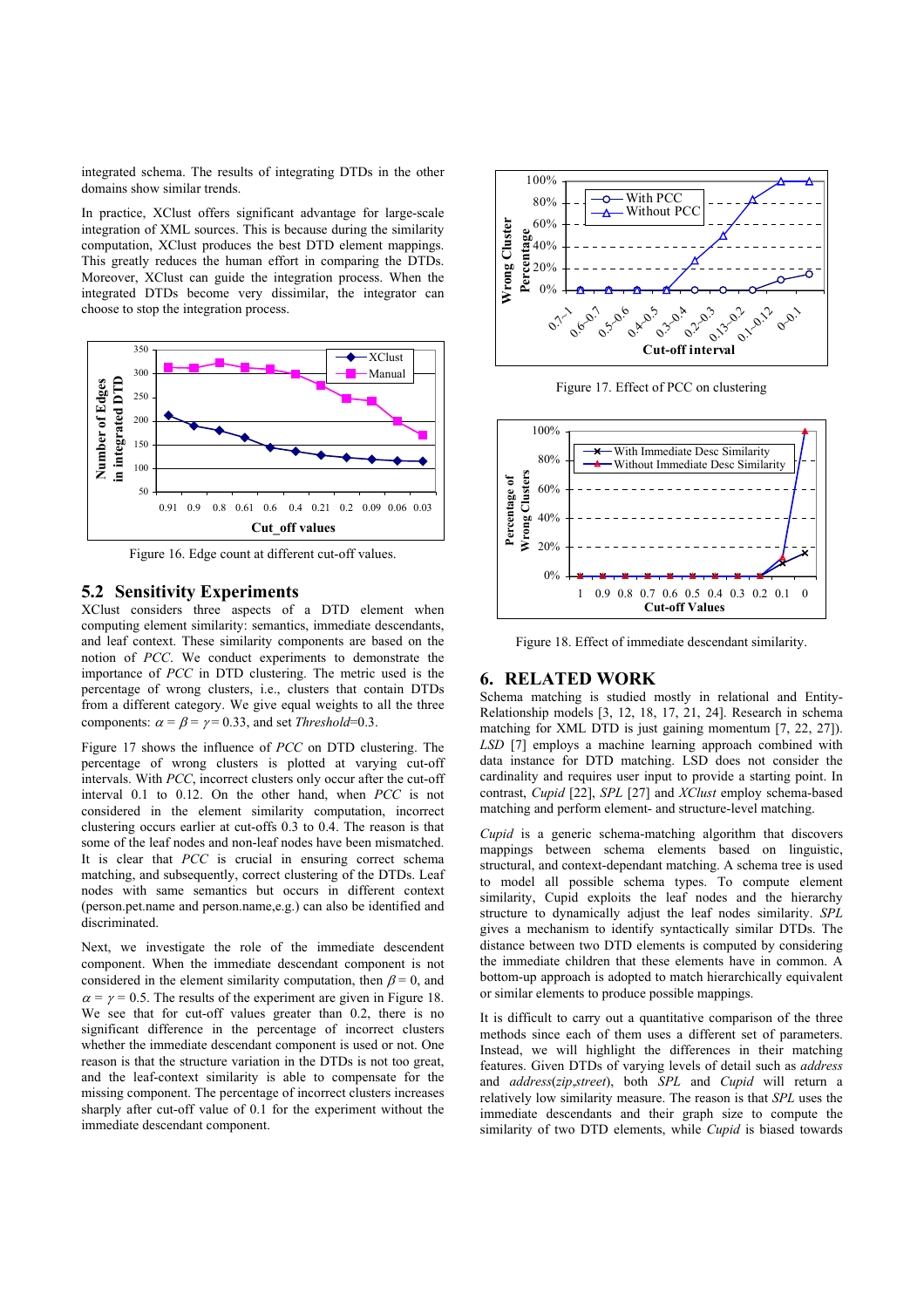integrated schema. The results of integrating DTDs in the other domains show similar trends.

In practice, XClust offers significant advantage for large-scale integration of XML sources. This is because during the similarity computation, XClust produces the best DTD element mappings. This greatly reduces the human effort in comparing the DTDs. Moreover, XClust can guide the integration process. When the integrated DTDs become very dissimilar, the integrator can choose to stop the integration process.

Figure 16. Edge count at different cut-off values.

## 5.2 Sensitivity Experiments

XClust considers three aspects of a DTD element when computing element similarity: semantics, immediate descendants, and leaf context. These similarity components are based on the notion of *PCC*. We conduct experiments to demonstrate the importance of *PCC* in DTD clustering. The metric used is the percentage of wrong clusters, i.e., clusters that contain DTDs from a different category. We give equal weights to all the three components: $\alpha = \beta = \gamma = 0.33$, and set *Threshold*=0.3.

Figure 17 shows the influence of *PCC* on DTD clustering. The percentage of wrong clusters is plotted at varying cut-off intervals. With *PCC*, incorrect clusters only occur after the cut-off interval 0.1 to 0.12. On the other hand, when *PCC* is not considered in the element similarity computation, incorrect clustering occurs earlier at cut-offs 0.3 to 0.4. The reason is that some of the leaf nodes and non-leaf nodes have been mismatched. It is clear that *PCC* is crucial in ensuring correct schema matching, and subsequently, correct clustering of the DTDs. Leaf nodes with same semantics but occurs in different context (person.pet.name and person.name,e.g.) can also be identified and discriminated.

Next, we investigate the role of the immediate descendent component. When the immediate descendant component is not considered in the element similarity computation, then $\beta = 0$, and $\alpha = \gamma = 0.5$. The results of the experiment are given in Figure 18. We see that for cut-off values greater than 0.2, there is no significant difference in the percentage of incorrect clusters whether the immediate descendant component is used or not. One reason is that the structure variation in the DTDs is not too great, and the leaf-context similarity is able to compensate for the missing component. The percentage of incorrect clusters increases sharply after cut-off value of 0.1 for the experiment without the immediate descendant component.

Figure 17. Effect of PCC on clustering

Figure 18. Effect of immediate descendant similarity.

# 6. RELATED WORK

Schema matching is studied mostly in relational and Entity-Relationship models [3, 12, 18, 17, 21, 24]. Research in schema matching for XML DTD is just gaining momentum [7, 22, 27]). *LSD* [7] employs a machine learning approach combined with data instance for DTD matching. LSD does not consider the cardinality and requires user input to provide a starting point. In contrast, *Cupid* [22], *SPL* [27] and *XClust* employ schema-based matching and perform element- and structure-level matching.

*Cupid* is a generic schema-matching algorithm that discovers mappings between schema elements based on linguistic, structural, and context-dependant matching. A schema tree is used to model all possible schema types. To compute element similarity, Cupid exploits the leaf nodes and the hierarchy structure to dynamically adjust the leaf nodes similarity. *SPL* gives a mechanism to identify syntactically similar DTDs. The distance between two DTD elements is computed by considering the immediate children that these elements have in common. A bottom-up approach is adopted to match hierarchically equivalent or similar elements to produce possible mappings.

It is difficult to carry out a quantitative comparison of the three methods since each of them uses a different set of parameters. Instead, we will highlight the differences in their matching features. Given DTDs of varying levels of detail such as *address* and *address*(*zip*,*street*), both *SPL* and *Cupid* will return a relatively low similarity measure. The reason is that *SPL* uses the immediate descendants and their graph size to compute the similarity of two DTD elements, while *Cupid* is biased towards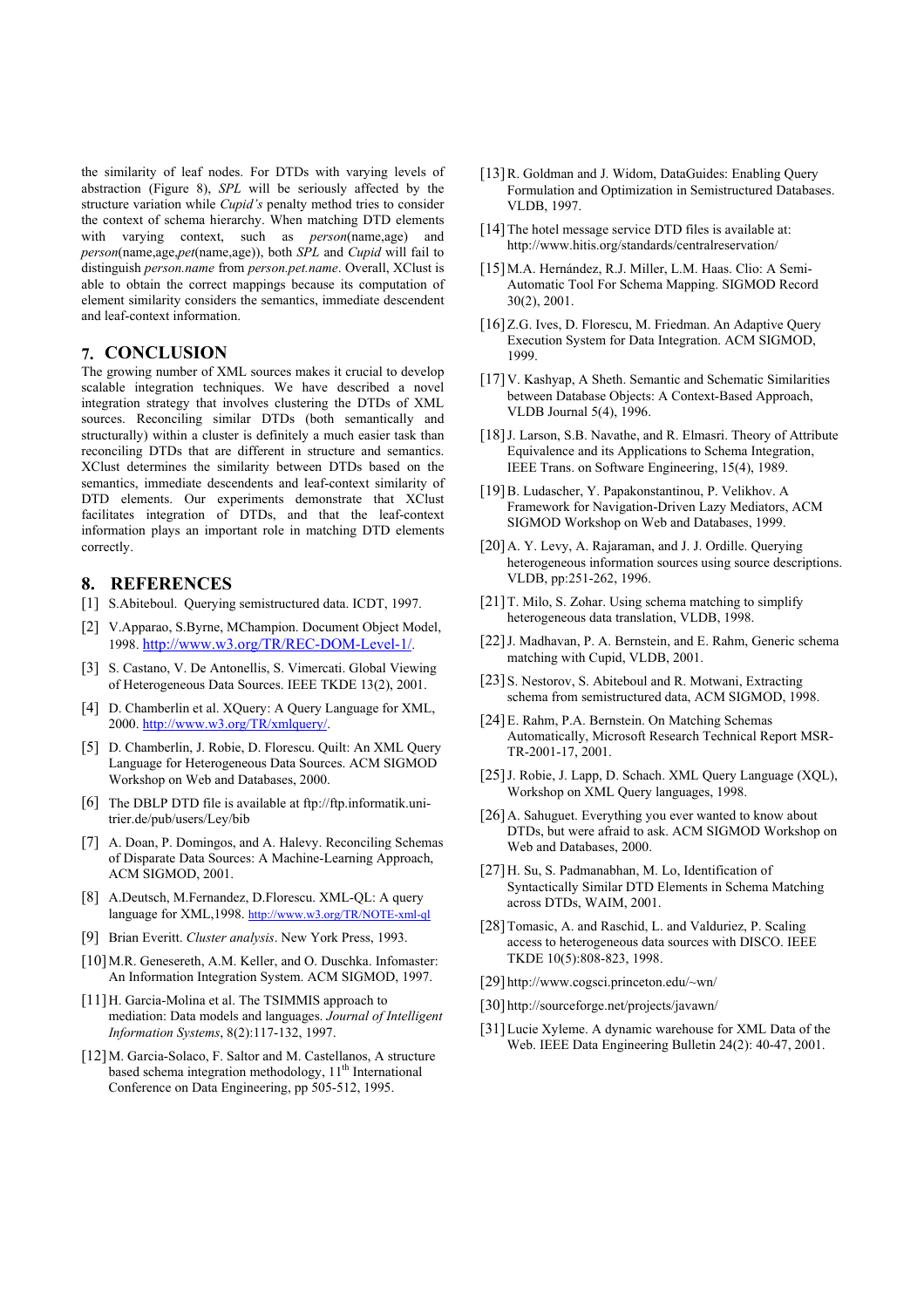the similarity of leaf nodes. For DTDs with varying levels of abstraction (Figure 8), *SPL* will be seriously affected by the structure variation while *Cupid's* penalty method tries to consider the context of schema hierarchy. When matching DTD elements with varying context, such as *person*(name,age) and *person*(name,age,*pet*(name,age)), both *SPL* and *Cupid* will fail to distinguish *person.name* from *person.pet.name*. Overall, XClust is able to obtain the correct mappings because its computation of element similarity considers the semantics, immediate descendent and leaf-context information.

## 7. CONCLUSION

The growing number of XML sources makes it crucial to develop scalable integration techniques. We have described a novel integration strategy that involves clustering the DTDs of XML sources. Reconciling similar DTDs (both semantically and structurally) within a cluster is definitely a much easier task than reconciling DTDs that are different in structure and semantics. XClust determines the similarity between DTDs based on the semantics, immediate descendents and leaf-context similarity of DTD elements. Our experiments demonstrate that XClust facilitates integration of DTDs, and that the leaf-context information plays an important role in matching DTD elements correctly.

## 8. REFERENCES

[1] S.Abiteboul. Querying semistructured data. ICDT, 1997.

[2] V.Apparao, S.Byrne, MChampion. Document Object Model, 1998. http://www.w3.org/TR/REC-DOM-Level-1/.

[3] S. Castano, V. De Antonellis, S. Vimercati. Global Viewing of Heterogeneous Data Sources. IEEE TKDE 13(2), 2001.

[4] D. Chamberlin et al. XQuery: A Query Language for XML, 2000. http://www.w3.org/TR/xmlquery/.

[5] D. Chamberlin, J. Robie, D. Florescu. Quilt: An XML Query Language for Heterogeneous Data Sources. ACM SIGMOD Workshop on Web and Databases, 2000.

[6] The DBLP DTD file is available at ftp://ftp.informatik.uni-trier.de/pub/users/Ley/bib

[7] A. Doan, P. Domingos, and A. Halevy. Reconciling Schemas of Disparate Data Sources: A Machine-Learning Approach, ACM SIGMOD, 2001.

[8] A.Deutsch, M.Fernandez, D.Florescu. XML-QL: A query language for XML,1998. http://www.w3.org/TR/NOTE-xml-ql

[9] Brian Everitt. *Cluster analysis*. New York Press, 1993.

[10] M.R. Genesereth, A.M. Keller, and O. Duschka. Infomaster: An Information Integration System. ACM SIGMOD, 1997.

[11] H. Garcia-Molina et al. The TSIMMIS approach to mediation: Data models and languages. *Journal of Intelligent Information Systems*, 8(2):117-132, 1997.

[12] M. Garcia-Solaco, F. Saltor and M. Castellanos, A structure based schema integration methodology, 11th International Conference on Data Engineering, pp 505-512, 1995.

[13] R. Goldman and J. Widom, DataGuides: Enabling Query Formulation and Optimization in Semistructured Databases. VLDB, 1997.

[14] The hotel message service DTD files is available at: http://www.hitis.org/standards/centralreservation/

[15] M.A. Hernández, R.J. Miller, L.M. Haas. Clio: A Semi-Automatic Tool For Schema Mapping. SIGMOD Record 30(2), 2001.

[16] Z.G. Ives, D. Florescu, M. Friedman. An Adaptive Query Execution System for Data Integration. ACM SIGMOD, 1999.

[17] V. Kashyap, A Sheth. Semantic and Schematic Similarities between Database Objects: A Context-Based Approach, VLDB Journal 5(4), 1996.

[18] J. Larson, S.B. Navathe, and R. Elmasri. Theory of Attribute Equivalence and its Applications to Schema Integration, IEEE Trans. on Software Engineering, 15(4), 1989.

[19] B. Ludascher, Y. Papakonstantinou, P. Velikhov. A Framework for Navigation-Driven Lazy Mediators, ACM SIGMOD Workshop on Web and Databases, 1999.

[20] A. Y. Levy, A. Rajaraman, and J. J. Ordille. Querying heterogeneous information sources using source descriptions. VLDB, pp:251-262, 1996.

[21] T. Milo, S. Zohar. Using schema matching to simplify heterogeneous data translation, VLDB, 1998.

[22] J. Madhavan, P. A. Bernstein, and E. Rahm, Generic schema matching with Cupid, VLDB, 2001.

[23] S. Nestorov, S. Abiteboul and R. Motwani, Extracting schema from semistructured data, ACM SIGMOD, 1998.

[24] E. Rahm, P.A. Bernstein. On Matching Schemas Automatically, Microsoft Research Technical Report MSR-TR-2001-17, 2001.

[25] J. Robie, J. Lapp, D. Schach. XML Query Language (XQL), Workshop on XML Query languages, 1998.

[26] A. Sahuguet. Everything you ever wanted to know about DTDs, but were afraid to ask. ACM SIGMOD Workshop on Web and Databases, 2000.

[27] H. Su, S. Padmanabhan, M. Lo, Identification of Syntactically Similar DTD Elements in Schema Matching across DTDs, WAIM, 2001.

[28] Tomasic, A. and Raschid, L. and Valduriez, P. Scaling access to heterogeneous data sources with DISCO. IEEE TKDE 10(5):808-823, 1998.

[29] http://www.cogsci.princeton.edu/~wn/

[30] http://sourceforge.net/projects/javawn/

[31] Lucie Xyleme. A dynamic warehouse for XML Data of the Web. IEEE Data Engineering Bulletin 24(2): 40-47, 2001.